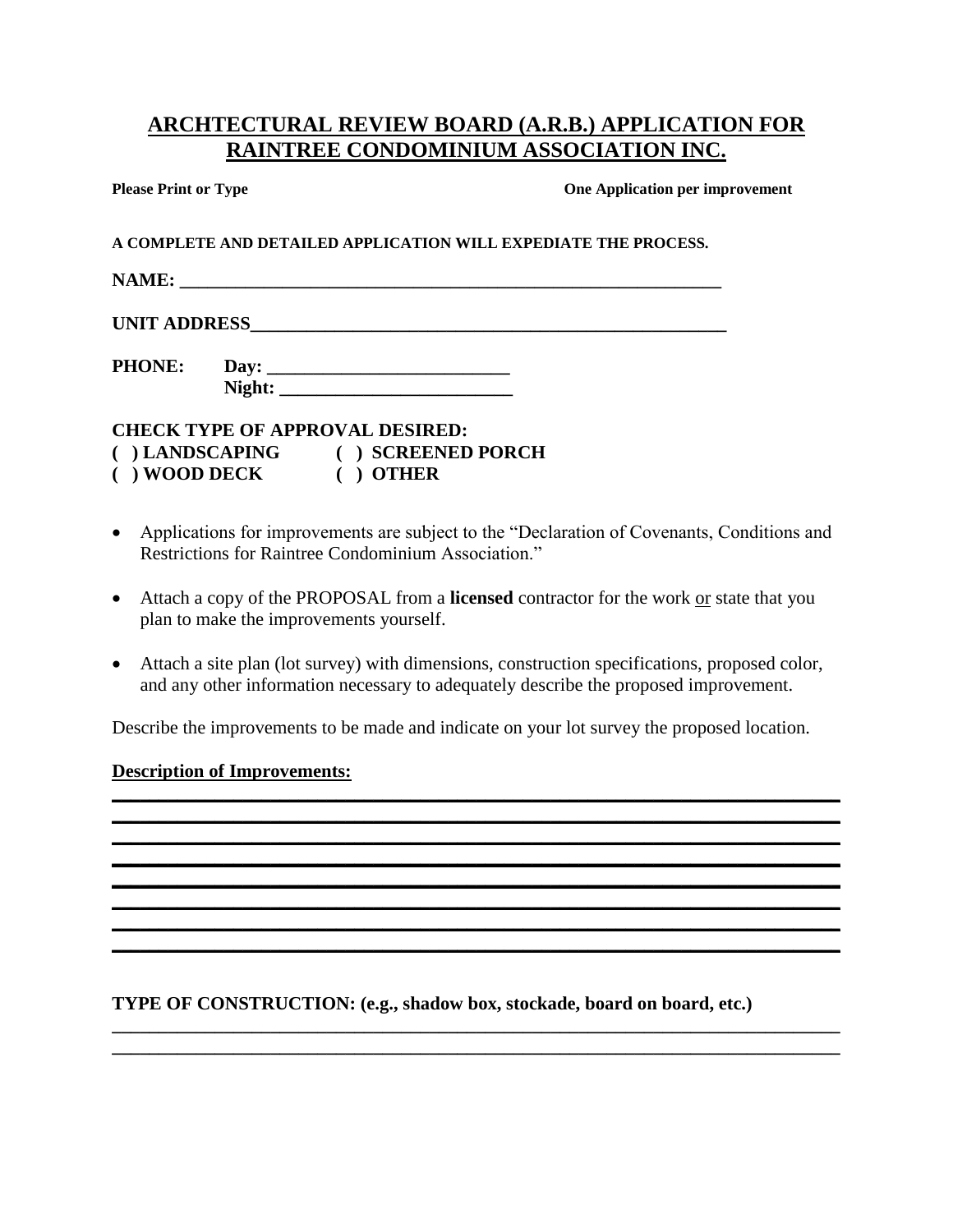# ARCHTECTURAL REVIEW BOARD (A.R.B.) APPLICATION FOR RAINTREE CONDOMINIUM ASSOCIATION INC.

**Please Print or Type** **One Application per improvement**

**A COMPLETE AND DETAILED APPLICATION WILL EXPEDIATE THE PROCESS.**

**NAME:** ____________________________________________________________

**UNIT ADDRESS**_____________________________________________________

**PHONE:** **Day:** __________________________
**Night:** _________________________

**CHECK TYPE OF APPROVAL DESIRED:**
**( ) LANDSCAPING** **( ) SCREENED PORCH**
**( ) WOOD DECK** **( ) OTHER**

- Applications for improvements are subject to the "Declaration of Covenants, Conditions and Restrictions for Raintree Condominium Association."
- Attach a copy of the PROPOSAL from a **licensed** contractor for the work <u>or</u> state that you plan to make the improvements yourself.
- Attach a site plan (lot survey) with dimensions, construction specifications, proposed color, and any other information necessary to adequately describe the proposed improvement.

Describe the improvements to be made and indicate on your lot survey the proposed location.

**<u>Description of Improvements:</u>**

______________________________________________________________________
______________________________________________________________________
______________________________________________________________________
______________________________________________________________________
______________________________________________________________________
______________________________________________________________________
______________________________________________________________________
______________________________________________________________________

**TYPE OF CONSTRUCTION: (e.g., shadow box, stockade, board on board, etc.)**

______________________________________________________________________
______________________________________________________________________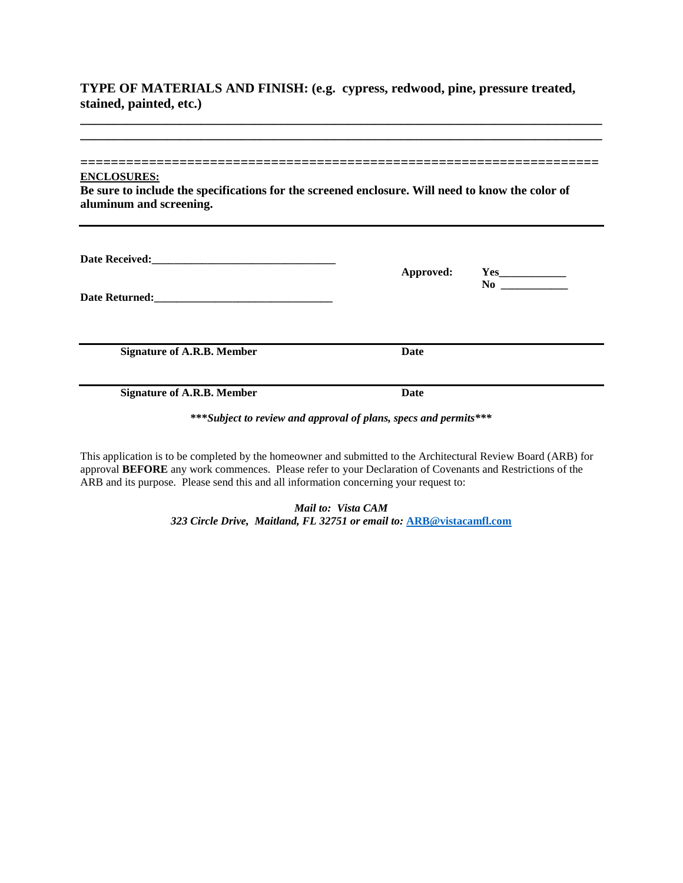**TYPE OF MATERIALS AND FINISH: (e.g. cypress, redwood, pine, pressure treated, stained, painted, etc.)**

______________________________________________________________________________

______________________________________________________________________________

==================================================================

**ENCLOSURES:**

**Be sure to include the specifications for the screened enclosure. Will need to know the color of aluminum and screening.**

---

**Date Received:**________________________________ **Approved:** **Yes**____________ **No** ____________

**Date Returned:**________________________________

______________________________________________________________________________

**Signature of A.R.B. Member** **Date**

______________________________________________________________________________

**Signature of A.R.B. Member** **Date**

***\*\*\*Subject to review and approval of plans, specs and permits\*\*\****

This application is to be completed by the homeowner and submitted to the Architectural Review Board (ARB) for approval **BEFORE** any work commences. Please refer to your Declaration of Covenants and Restrictions of the ARB and its purpose. Please send this and all information concerning your request to:

***Mail to: Vista CAM***
***323 Circle Drive, Maitland, FL 32751 or email to:*** **ARB@vistacamfl.com**